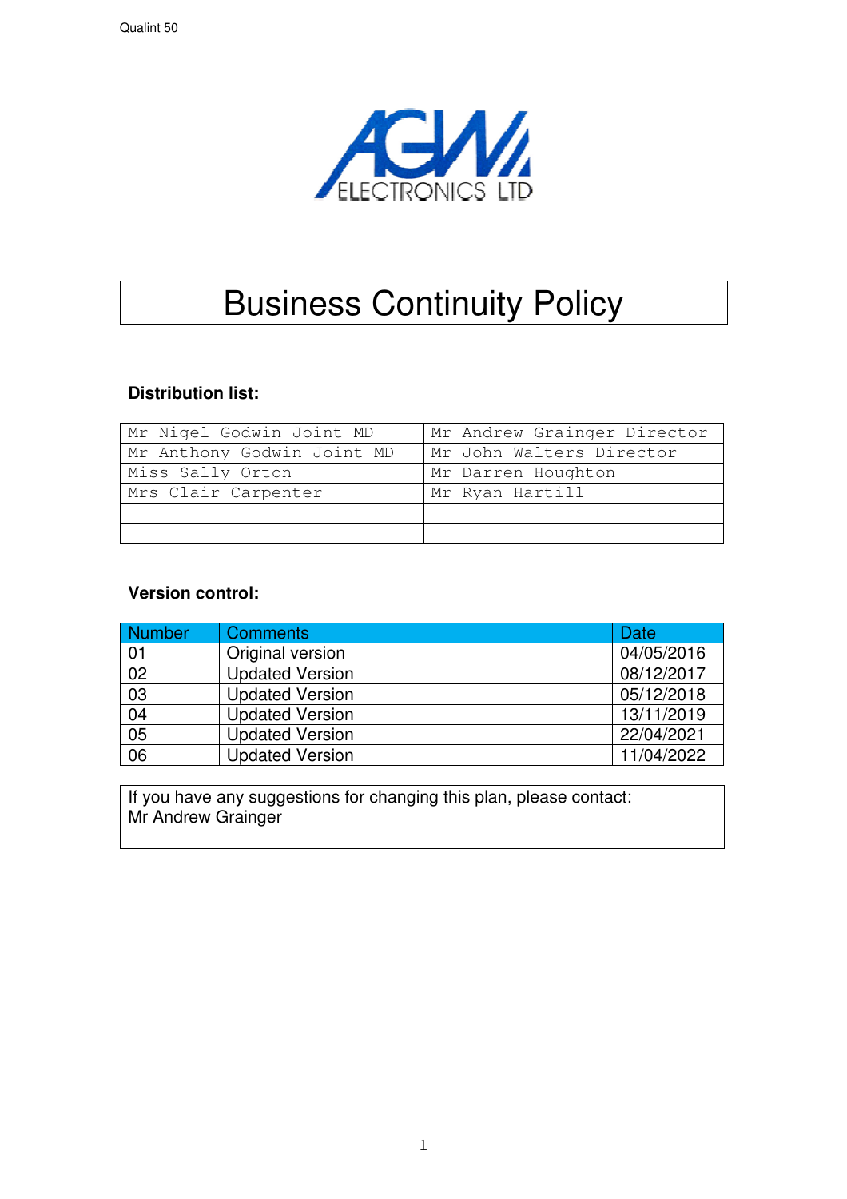Qualint 50

AGM ELECTRONICS LTD

# Business Continuity Policy

**Distribution list:**

| | |
|---|---|
| Mr Nigel Godwin Joint MD | Mr Andrew Grainger Director |
| Mr Anthony Godwin Joint MD | Mr John Walters Director |
| Miss Sally Orton | Mr Darren Houghton |
| Mrs Clair Carpenter | Mr Ryan Hartill |
| | |
| | |

**Version control:**

| Number | Comments | Date |
|---|---|---|
| 01 | Original version | 04/05/2016 |
| 02 | Updated Version | 08/12/2017 |
| 03 | Updated Version | 05/12/2018 |
| 04 | Updated Version | 13/11/2019 |
| 05 | Updated Version | 22/04/2021 |
| 06 | Updated Version | 11/04/2022 |

If you have any suggestions for changing this plan, please contact:
Mr Andrew Grainger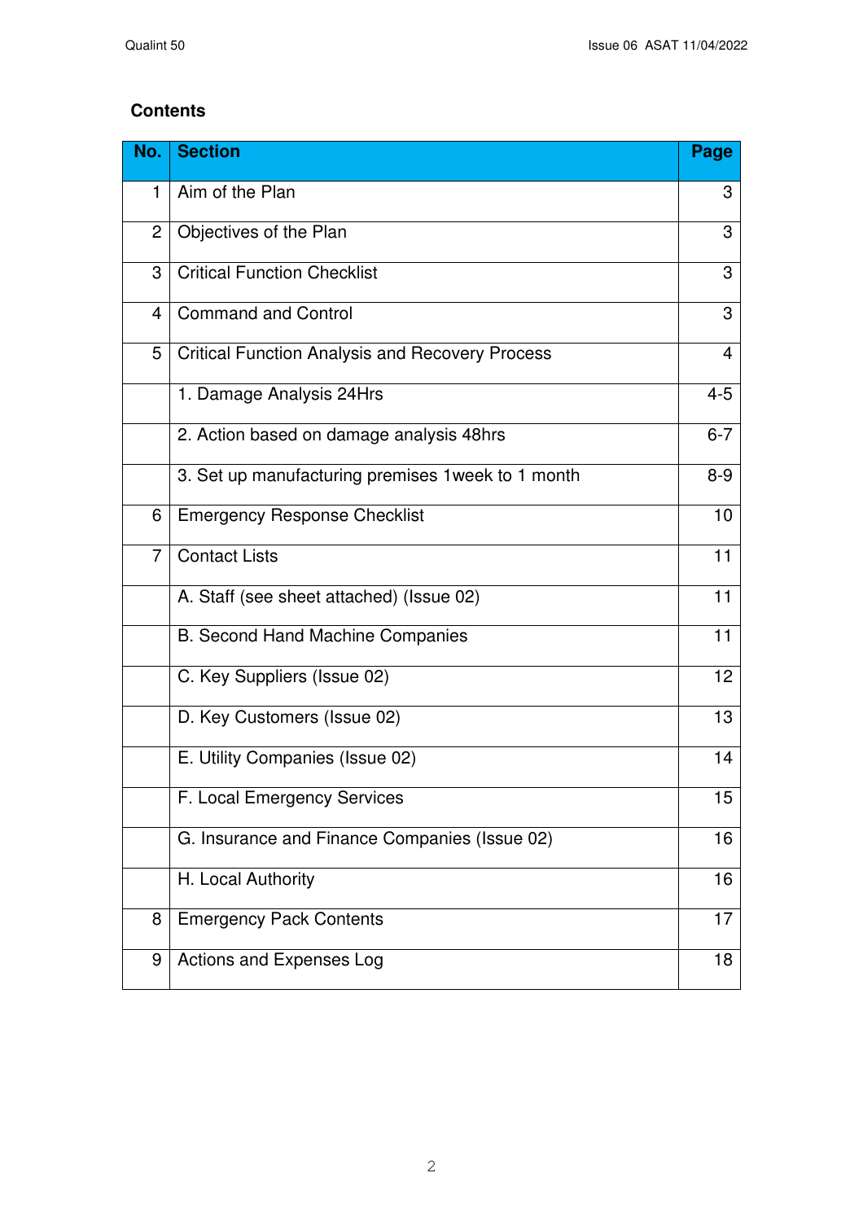## Contents

| No. | Section | Page |
|---|---|---|
| 1 | Aim of the Plan | 3 |
| 2 | Objectives of the Plan | 3 |
| 3 | Critical Function Checklist | 3 |
| 4 | Command and Control | 3 |
| 5 | Critical Function Analysis and Recovery Process | 4 |
| | 1. Damage Analysis 24Hrs | 4-5 |
| | 2. Action based on damage analysis 48hrs | 6-7 |
| | 3. Set up manufacturing premises 1week to 1 month | 8-9 |
| 6 | Emergency Response Checklist | 10 |
| 7 | Contact Lists | 11 |
| | A. Staff (see sheet attached) (Issue 02) | 11 |
| | B. Second Hand Machine Companies | 11 |
| | C. Key Suppliers (Issue 02) | 12 |
| | D. Key Customers (Issue 02) | 13 |
| | E. Utility Companies (Issue 02) | 14 |
| | F. Local Emergency Services | 15 |
| | G. Insurance and Finance Companies (Issue 02) | 16 |
| | H. Local Authority | 16 |
| 8 | Emergency Pack Contents | 17 |
| 9 | Actions and Expenses Log | 18 |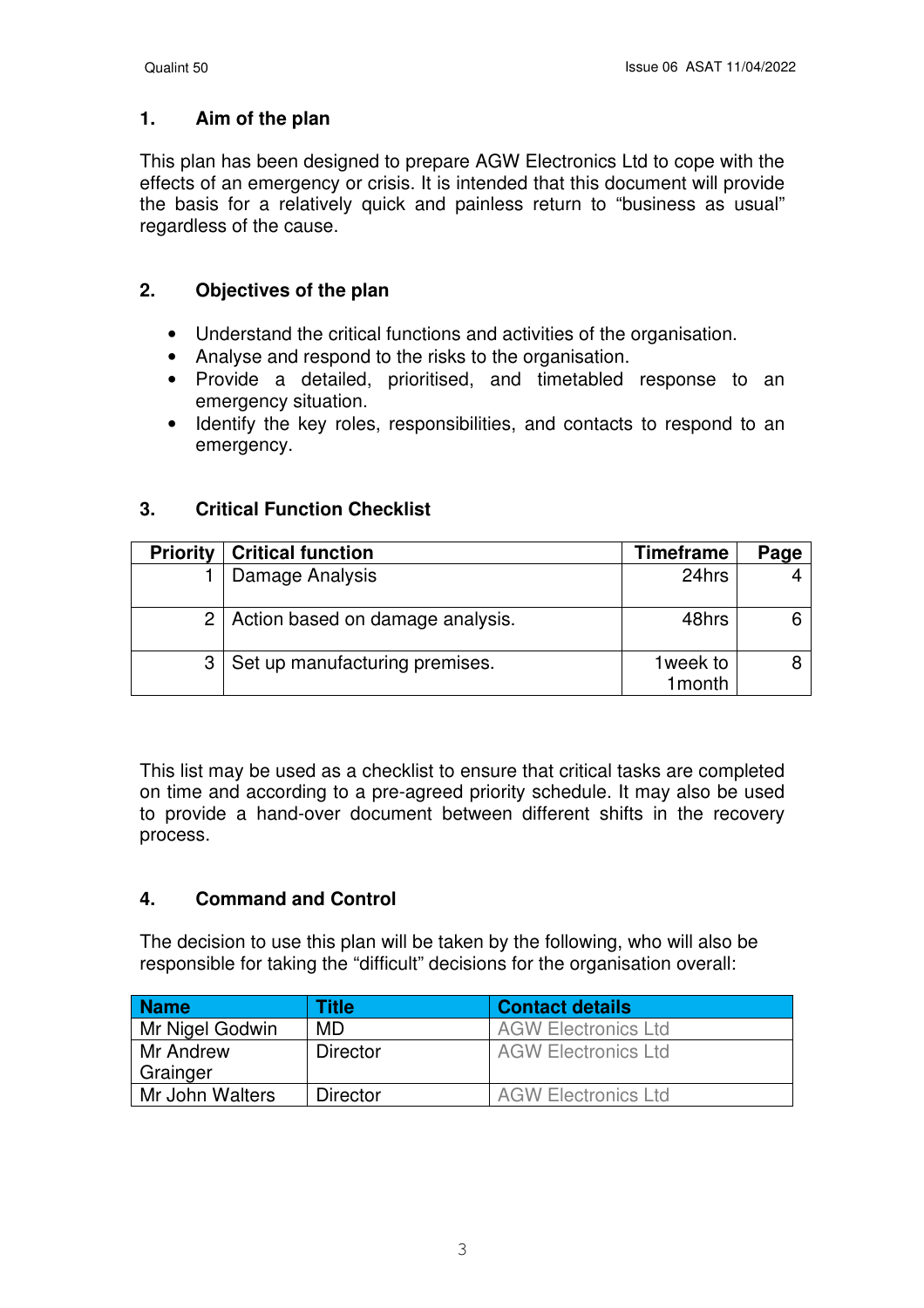## 1. Aim of the plan

This plan has been designed to prepare AGW Electronics Ltd to cope with the effects of an emergency or crisis. It is intended that this document will provide the basis for a relatively quick and painless return to "business as usual" regardless of the cause.

## 2. Objectives of the plan

- Understand the critical functions and activities of the organisation.
- Analyse and respond to the risks to the organisation.
- Provide a detailed, prioritised, and timetabled response to an emergency situation.
- Identify the key roles, responsibilities, and contacts to respond to an emergency.

## 3. Critical Function Checklist

| Priority | Critical function | Timeframe | Page |
|---|---|---|---|
| 1 | Damage Analysis | 24hrs | 4 |
| 2 | Action based on damage analysis. | 48hrs | 6 |
| 3 | Set up manufacturing premises. | 1week to 1month | 8 |

This list may be used as a checklist to ensure that critical tasks are completed on time and according to a pre-agreed priority schedule. It may also be used to provide a hand-over document between different shifts in the recovery process.

## 4. Command and Control

The decision to use this plan will be taken by the following, who will also be responsible for taking the "difficult" decisions for the organisation overall:

| Name | Title | Contact details |
|---|---|---|
| Mr Nigel Godwin | MD | AGW Electronics Ltd |
| Mr Andrew Grainger | Director | AGW Electronics Ltd |
| Mr John Walters | Director | AGW Electronics Ltd |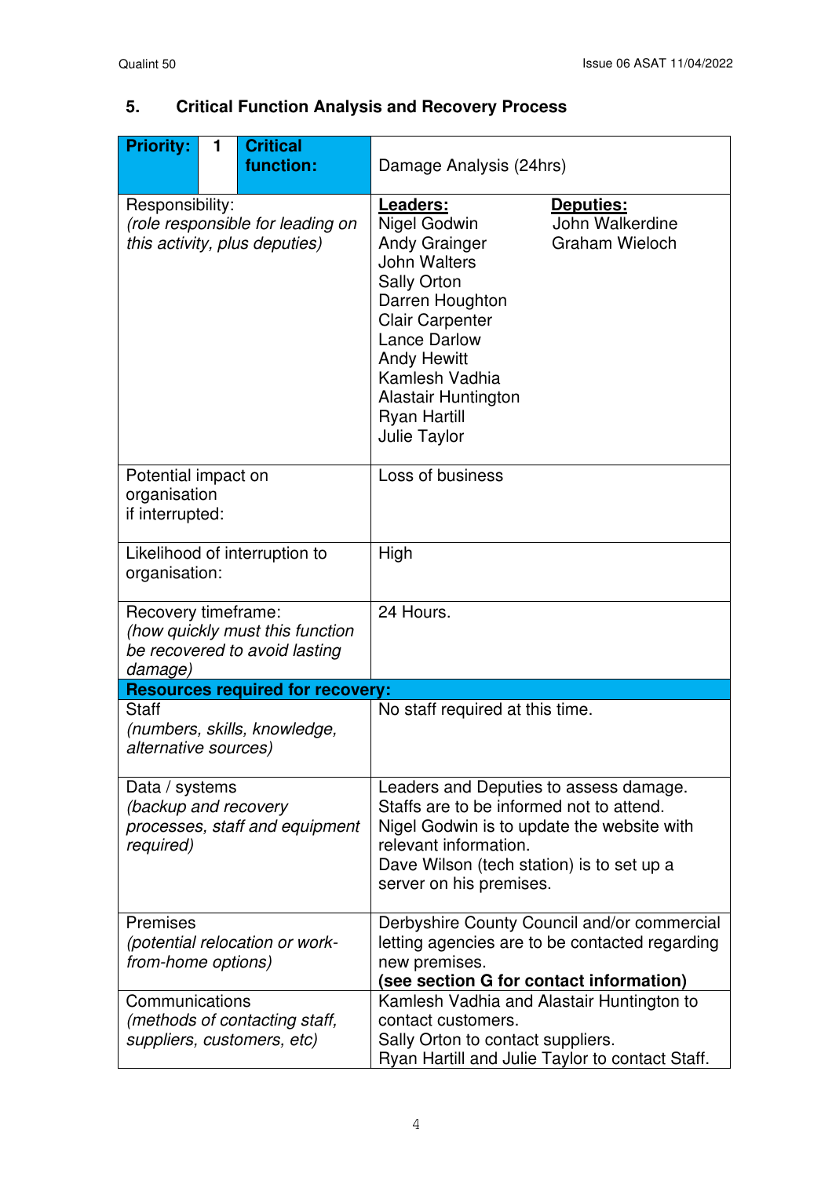## 5. Critical Function Analysis and Recovery Process

| **Priority:** 1 **Critical function:** | Damage Analysis (24hrs) |
|---|---|
| Responsibility:<br>*(role responsible for leading on this activity, plus deputies)* | **Leaders:**<br>Nigel Godwin<br>Andy Grainger<br>John Walters<br>Sally Orton<br>Darren Houghton<br>Clair Carpenter<br>Lance Darlow<br>Andy Hewitt<br>Kamlesh Vadhia<br>Alastair Huntington<br>Ryan Hartill<br>Julie Taylor<br><br>**Deputies:**<br>John Walkerdine<br>Graham Wieloch |
| Potential impact on organisation if interrupted: | Loss of business |
| Likelihood of interruption to organisation: | High |
| Recovery timeframe:<br>*(how quickly must this function be recovered to avoid lasting damage)* | 24 Hours. |
| **Resources required for recovery:** | |
| Staff<br>*(numbers, skills, knowledge, alternative sources)* | No staff required at this time. |
| Data / systems<br>*(backup and recovery processes, staff and equipment required)* | Leaders and Deputies to assess damage.<br>Staffs are to be informed not to attend.<br>Nigel Godwin is to update the website with relevant information.<br>Dave Wilson (tech station) is to set up a server on his premises. |
| Premises<br>*(potential relocation or work-from-home options)* | Derbyshire County Council and/or commercial letting agencies are to be contacted regarding new premises.<br>**(see section G for contact information)** |
| Communications<br>*(methods of contacting staff, suppliers, customers, etc)* | Kamlesh Vadhia and Alastair Huntington to contact customers.<br>Sally Orton to contact suppliers.<br>Ryan Hartill and Julie Taylor to contact Staff. |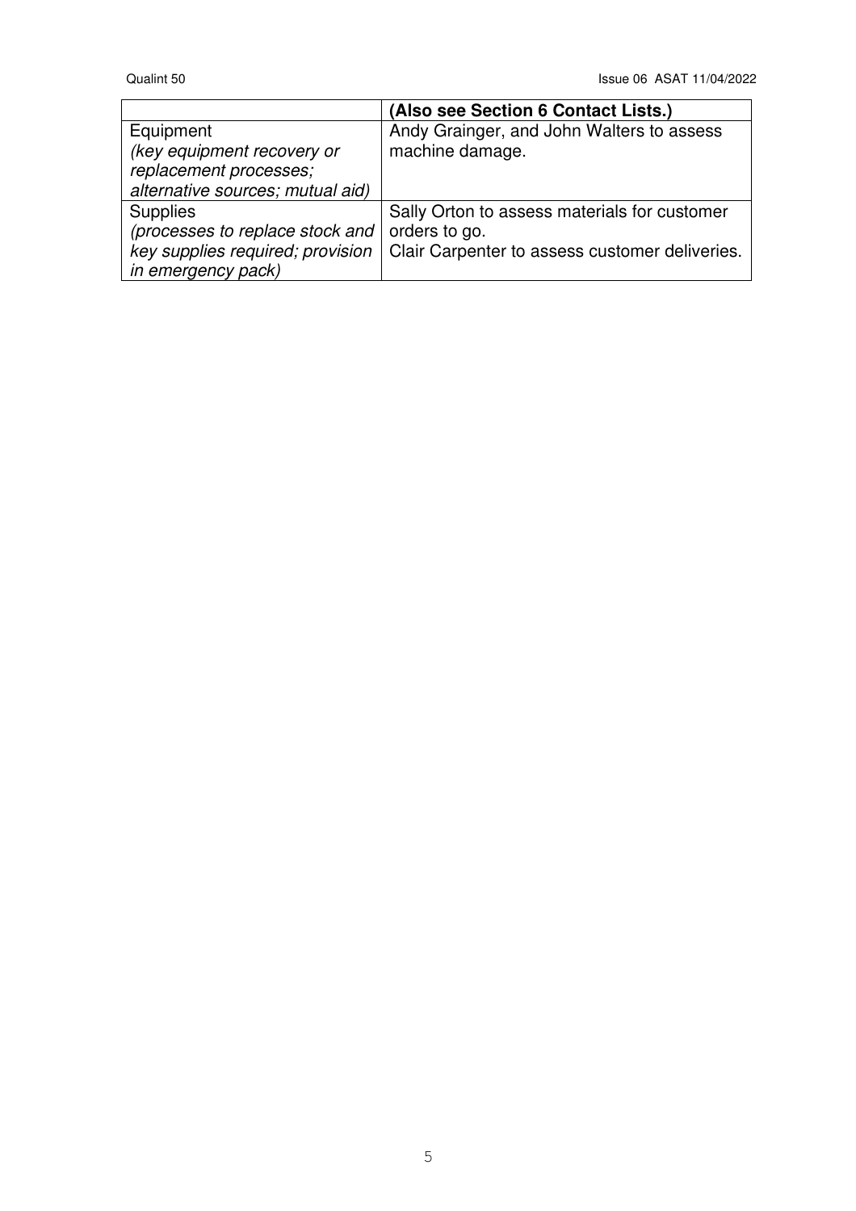| | **(Also see Section 6 Contact Lists.)** |
|---|---|
| Equipment<br>*(key equipment recovery or replacement processes; alternative sources; mutual aid)* | Andy Grainger, and John Walters to assess machine damage. |
| Supplies<br>*(processes to replace stock and key supplies required; provision in emergency pack)* | Sally Orton to assess materials for customer orders to go.<br>Clair Carpenter to assess customer deliveries. |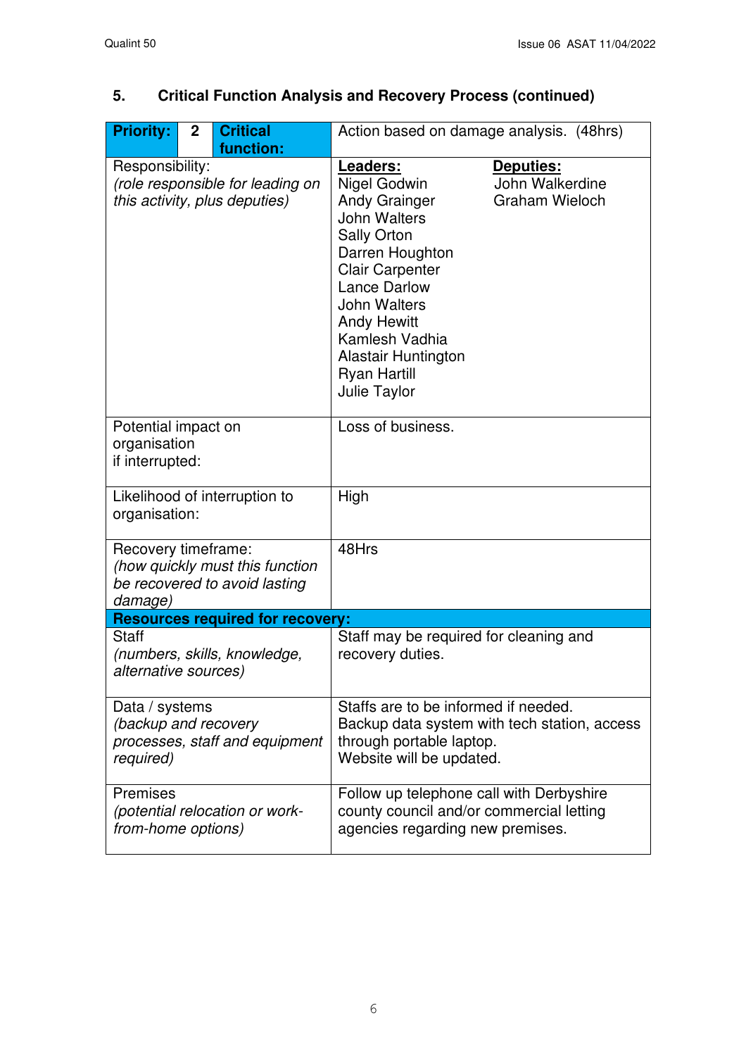## 5. Critical Function Analysis and Recovery Process (continued)

| **Priority: 2 Critical function:** | Action based on damage analysis. (48hrs) |
|---|---|
| Responsibility:<br>*(role responsible for leading on this activity, plus deputies)* | **Leaders:**<br>Nigel Godwin<br>Andy Grainger<br>John Walters<br>Sally Orton<br>Darren Houghton<br>Clair Carpenter<br>Lance Darlow<br>John Walters<br>Andy Hewitt<br>Kamlesh Vadhia<br>Alastair Huntington<br>Ryan Hartill<br>Julie Taylor<br><br>**Deputies:**<br>John Walkerdine<br>Graham Wieloch |
| Potential impact on organisation if interrupted: | Loss of business. |
| Likelihood of interruption to organisation: | High |
| Recovery timeframe:<br>*(how quickly must this function be recovered to avoid lasting damage)* | 48Hrs |
| **Resources required for recovery:** | |
| Staff<br>*(numbers, skills, knowledge, alternative sources)* | Staff may be required for cleaning and recovery duties. |
| Data / systems<br>*(backup and recovery processes, staff and equipment required)* | Staffs are to be informed if needed.<br>Backup data system with tech station, access through portable laptop.<br>Website will be updated. |
| Premises<br>*(potential relocation or work-from-home options)* | Follow up telephone call with Derbyshire county council and/or commercial letting agencies regarding new premises. |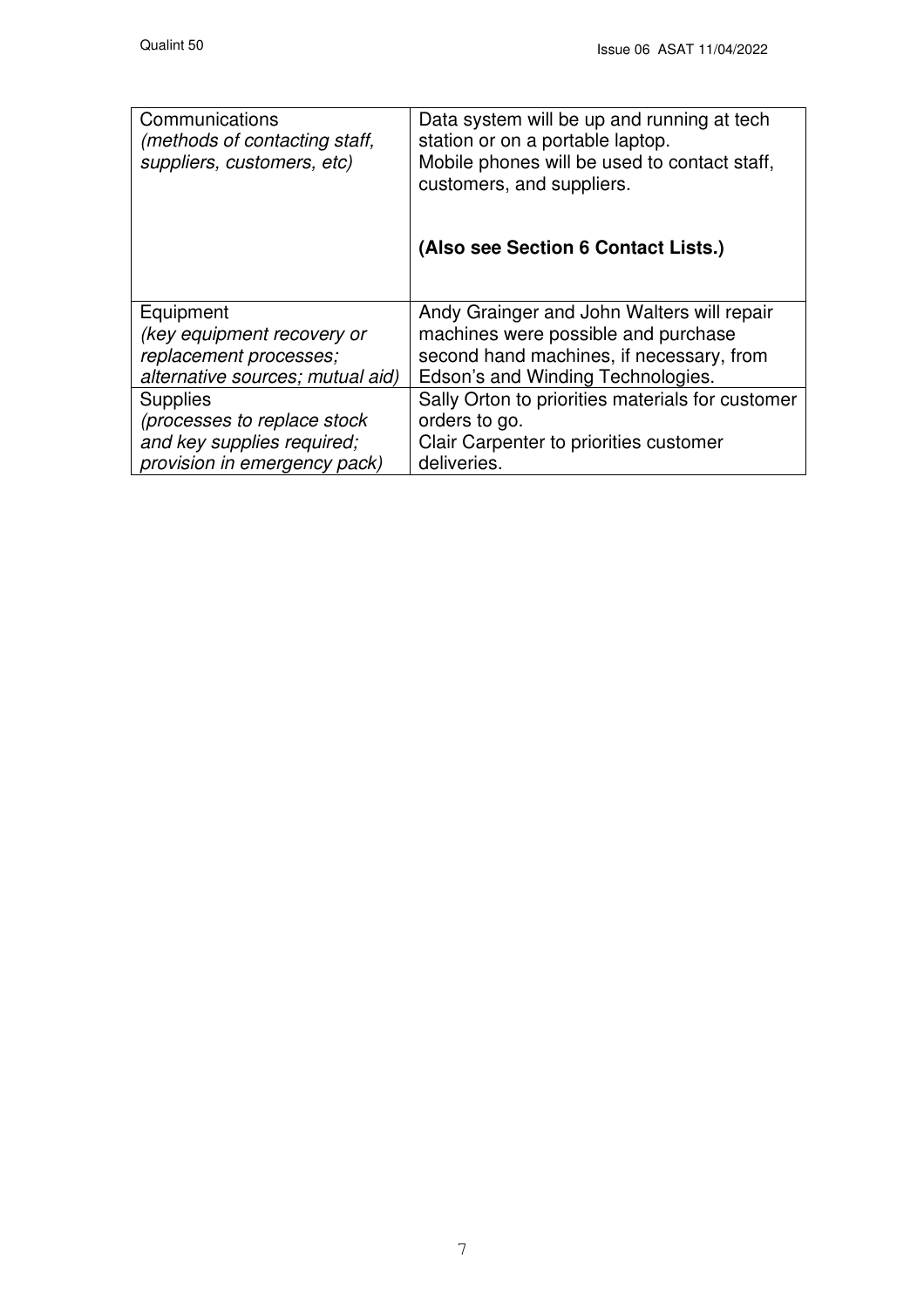| | |
|---|---|
| Communications<br>*(methods of contacting staff, suppliers, customers, etc)* | Data system will be up and running at tech station or on a portable laptop.<br>Mobile phones will be used to contact staff, customers, and suppliers.<br><br>**(Also see Section 6 Contact Lists.)** |
| Equipment<br>*(key equipment recovery or replacement processes; alternative sources; mutual aid)* | Andy Grainger and John Walters will repair machines were possible and purchase second hand machines, if necessary, from Edson's and Winding Technologies. |
| Supplies<br>*(processes to replace stock and key supplies required; provision in emergency pack)* | Sally Orton to priorities materials for customer orders to go.<br>Clair Carpenter to priorities customer deliveries. |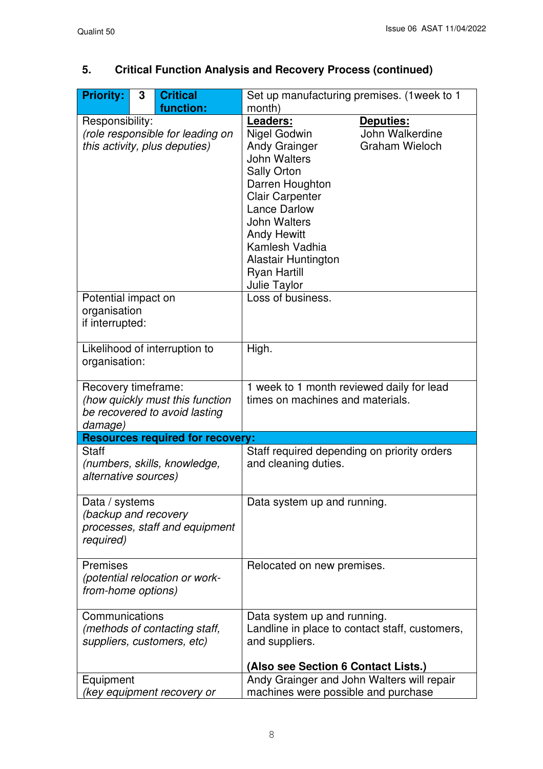## 5. Critical Function Analysis and Recovery Process (continued)

| **Priority:** 3 **Critical function:** | Set up manufacturing premises. (1week to 1 month) |
|---|---|
| Responsibility:<br>*(role responsible for leading on this activity, plus deputies)* | **Leaders:**<br>Nigel Godwin<br>Andy Grainger<br>John Walters<br>Sally Orton<br>Darren Houghton<br>Clair Carpenter<br>Lance Darlow<br>John Walters<br>Andy Hewitt<br>Kamlesh Vadhia<br>Alastair Huntington<br>Ryan Hartill<br>Julie Taylor<br><br>**Deputies:**<br>John Walkerdine<br>Graham Wieloch |
| Potential impact on organisation if interrupted: | Loss of business. |
| Likelihood of interruption to organisation: | High. |
| Recovery timeframe:<br>*(how quickly must this function be recovered to avoid lasting damage)* | 1 week to 1 month reviewed daily for lead times on machines and materials. |
| **Resources required for recovery:** | |
| Staff<br>*(numbers, skills, knowledge, alternative sources)* | Staff required depending on priority orders and cleaning duties. |
| Data / systems<br>*(backup and recovery processes, staff and equipment required)* | Data system up and running. |
| Premises<br>*(potential relocation or work-from-home options)* | Relocated on new premises. |
| Communications<br>*(methods of contacting staff, suppliers, customers, etc)* | Data system up and running.<br>Landline in place to contact staff, customers, and suppliers.<br><br>**(Also see Section 6 Contact Lists.)** |
| Equipment<br>*(key equipment recovery or* | Andy Grainger and John Walters will repair machines were possible and purchase |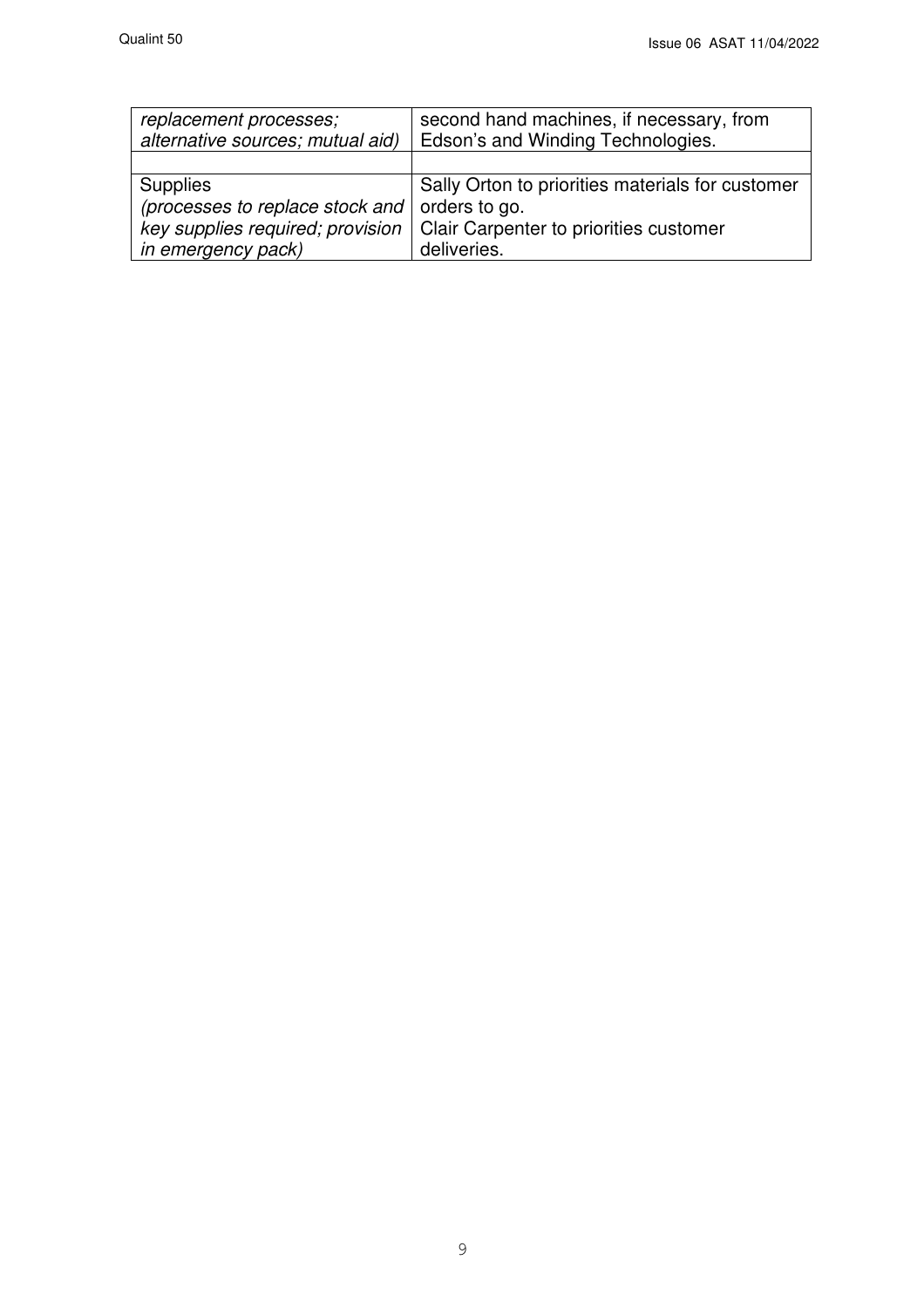| | |
|---|---|
| *replacement processes; alternative sources; mutual aid)* | second hand machines, if necessary, from Edson's and Winding Technologies. |
| | |
| Supplies *(processes to replace stock and key supplies required; provision in emergency pack)* | Sally Orton to priorities materials for customer orders to go. Clair Carpenter to priorities customer deliveries. |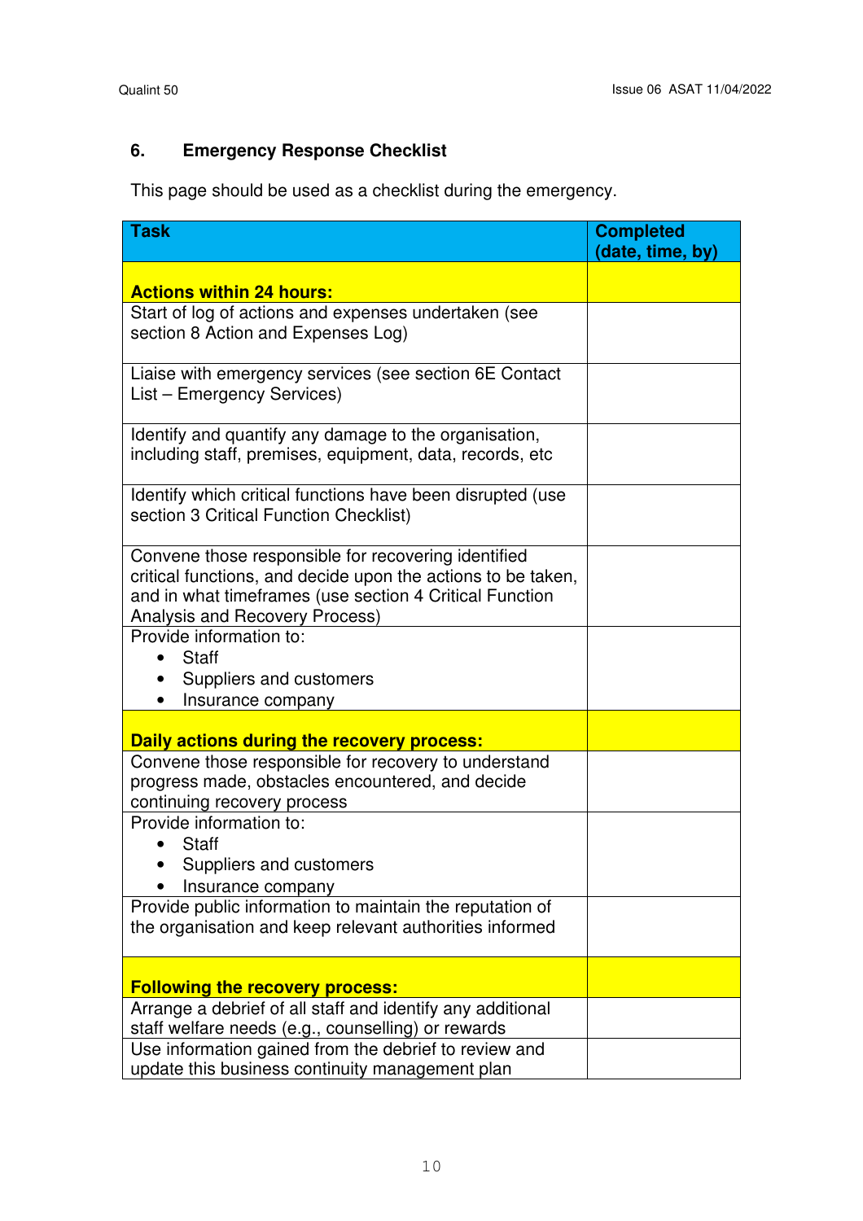## 6. Emergency Response Checklist

This page should be used as a checklist during the emergency.

| Task | Completed (date, time, by) |
|---|---|
| **Actions within 24 hours:** | |
| Start of log of actions and expenses undertaken (see section 8 Action and Expenses Log) | |
| Liaise with emergency services (see section 6E Contact List – Emergency Services) | |
| Identify and quantify any damage to the organisation, including staff, premises, equipment, data, records, etc | |
| Identify which critical functions have been disrupted (use section 3 Critical Function Checklist) | |
| Convene those responsible for recovering identified critical functions, and decide upon the actions to be taken, and in what timeframes (use section 4 Critical Function Analysis and Recovery Process) | |
| Provide information to: <br>• Staff <br>• Suppliers and customers <br>• Insurance company | |
| **Daily actions during the recovery process:** | |
| Convene those responsible for recovery to understand progress made, obstacles encountered, and decide continuing recovery process | |
| Provide information to: <br>• Staff <br>• Suppliers and customers <br>• Insurance company | |
| Provide public information to maintain the reputation of the organisation and keep relevant authorities informed | |
| **Following the recovery process:** | |
| Arrange a debrief of all staff and identify any additional staff welfare needs (e.g., counselling) or rewards | |
| Use information gained from the debrief to review and update this business continuity management plan | |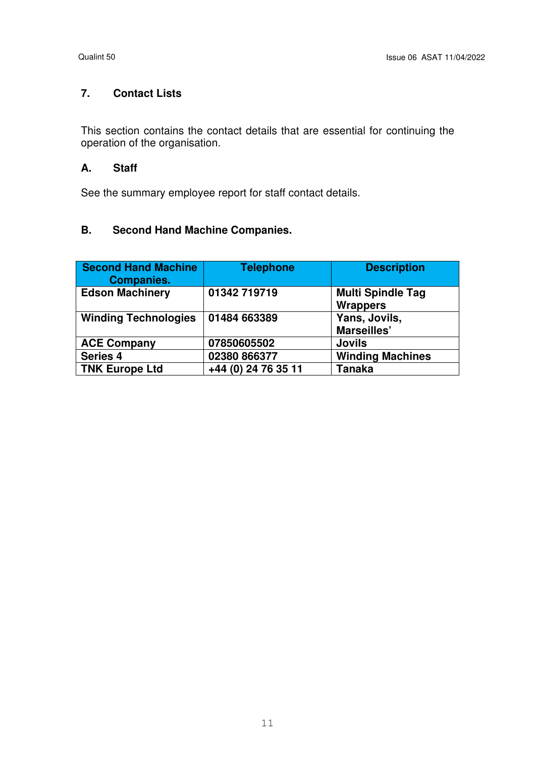## 7. Contact Lists

This section contains the contact details that are essential for continuing the operation of the organisation.

### A. Staff

See the summary employee report for staff contact details.

### B. Second Hand Machine Companies.

| Second Hand Machine Companies. | Telephone | Description |
|---|---|---|
| Edson Machinery | 01342 719719 | Multi Spindle Tag Wrappers |
| Winding Technologies | 01484 663389 | Yans, Jovils, Marseilles' |
| ACE Company | 07850605502 | Jovils |
| Series 4 | 02380 866377 | Winding Machines |
| TNK Europe Ltd | +44 (0) 24 76 35 11 | Tanaka |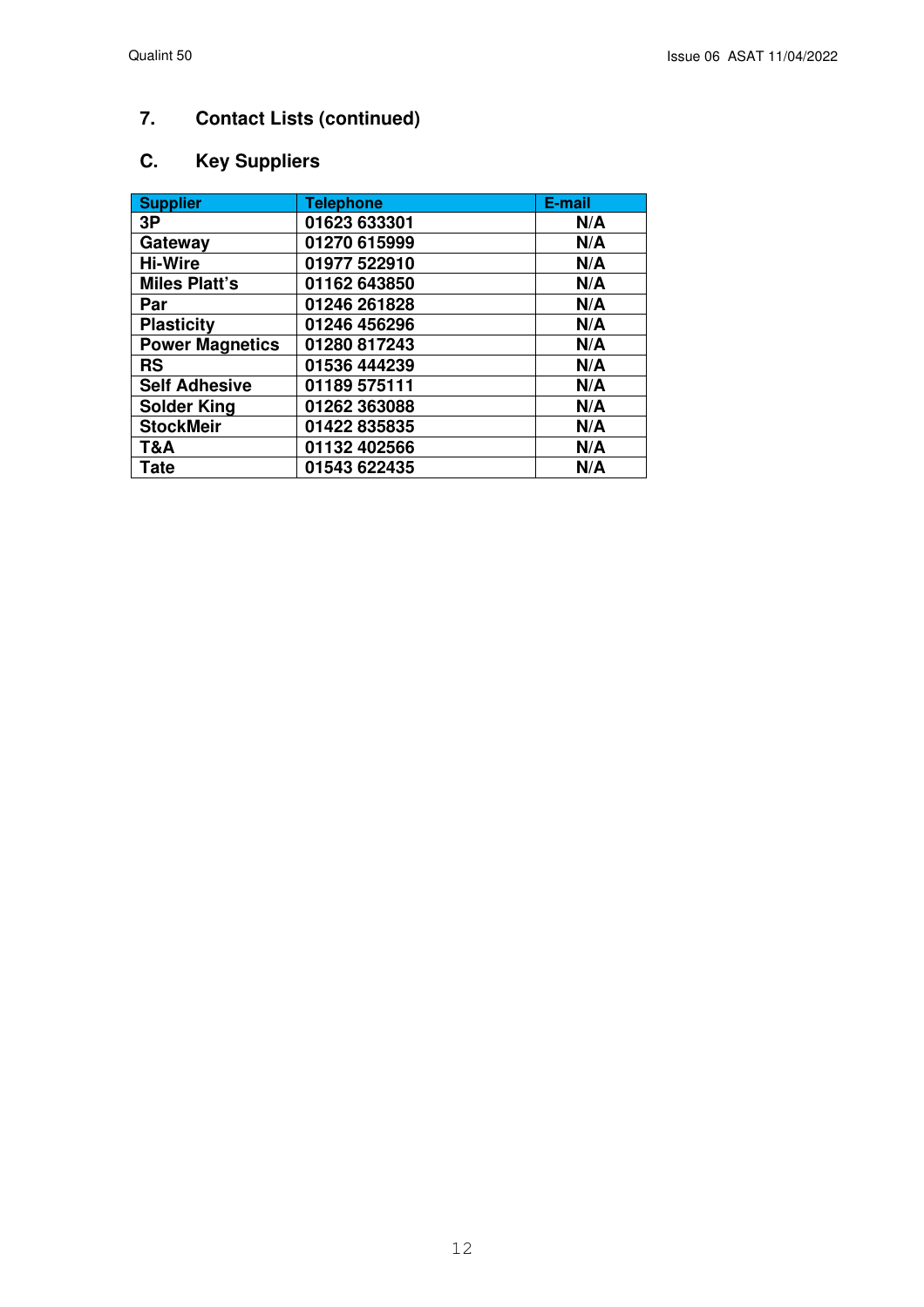## 7. Contact Lists (continued)

### C. Key Suppliers

| Supplier | Telephone | E-mail |
|---|---|---|
| 3P | 01623 633301 | N/A |
| Gateway | 01270 615999 | N/A |
| Hi-Wire | 01977 522910 | N/A |
| Miles Platt's | 01162 643850 | N/A |
| Par | 01246 261828 | N/A |
| Plasticity | 01246 456296 | N/A |
| Power Magnetics | 01280 817243 | N/A |
| RS | 01536 444239 | N/A |
| Self Adhesive | 01189 575111 | N/A |
| Solder King | 01262 363088 | N/A |
| StockMeir | 01422 835835 | N/A |
| T&A | 01132 402566 | N/A |
| Tate | 01543 622435 | N/A |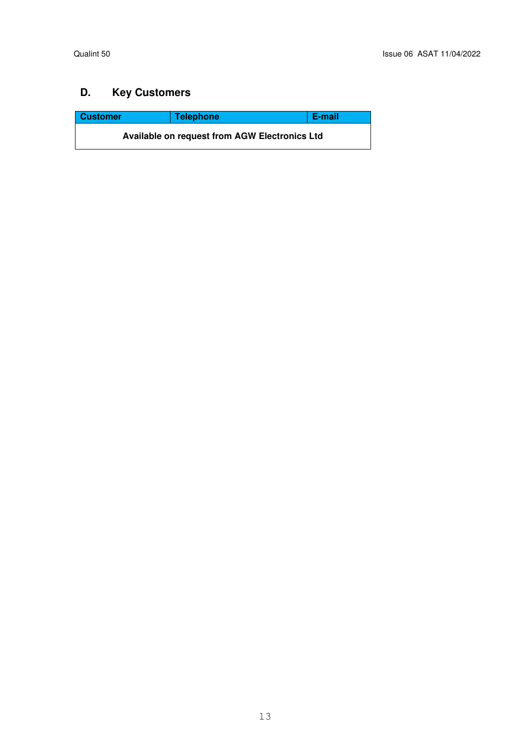## D. Key Customers

| Customer | Telephone | E-mail |
| --- | --- | --- |
| **Available on request from AGW Electronics Ltd** | | |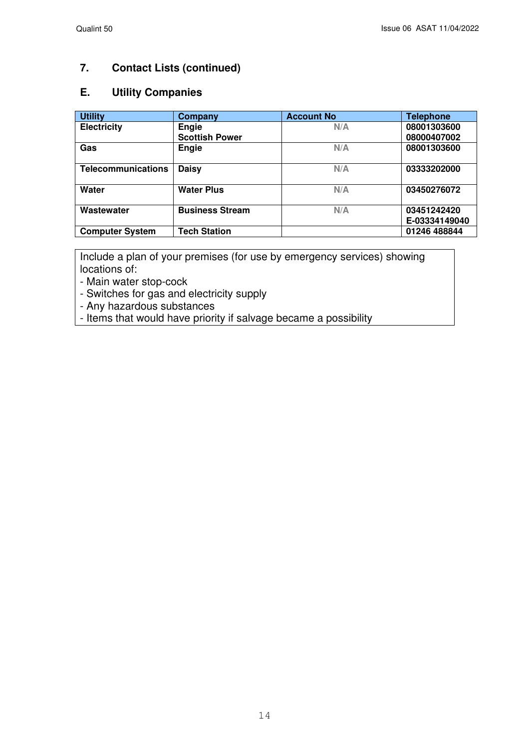## 7. Contact Lists (continued)

### E. Utility Companies

| Utility | Company | Account No | Telephone |
|---|---|---|---|
| **Electricity** | **Engie**<br>**Scottish Power** | N/A | **08001303600**<br>**08000407002** |
| **Gas** | **Engie** | N/A | **08001303600** |
| **Telecommunications** | **Daisy** | N/A | **03333202000** |
| **Water** | **Water Plus** | N/A | **03450276072** |
| **Wastewater** | **Business Stream** | N/A | **03451242420**<br>**E-03334149040** |
| **Computer System** | **Tech Station** | | **01246 488844** |

Include a plan of your premises (for use by emergency services) showing locations of:
- Main water stop-cock
- Switches for gas and electricity supply
- Any hazardous substances
- Items that would have priority if salvage became a possibility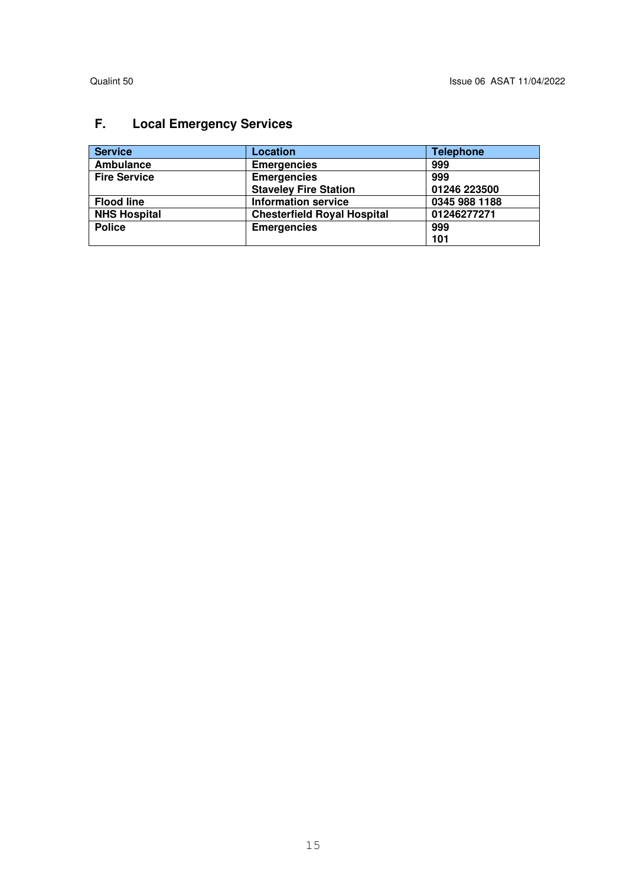## F. Local Emergency Services

| Service | Location | Telephone |
|---|---|---|
| Ambulance | Emergencies | 999 |
| Fire Service | Emergencies<br>Staveley Fire Station | 999<br>01246 223500 |
| Flood line | Information service | 0345 988 1188 |
| NHS Hospital | Chesterfield Royal Hospital | 01246277271 |
| Police | Emergencies | 999<br>101 |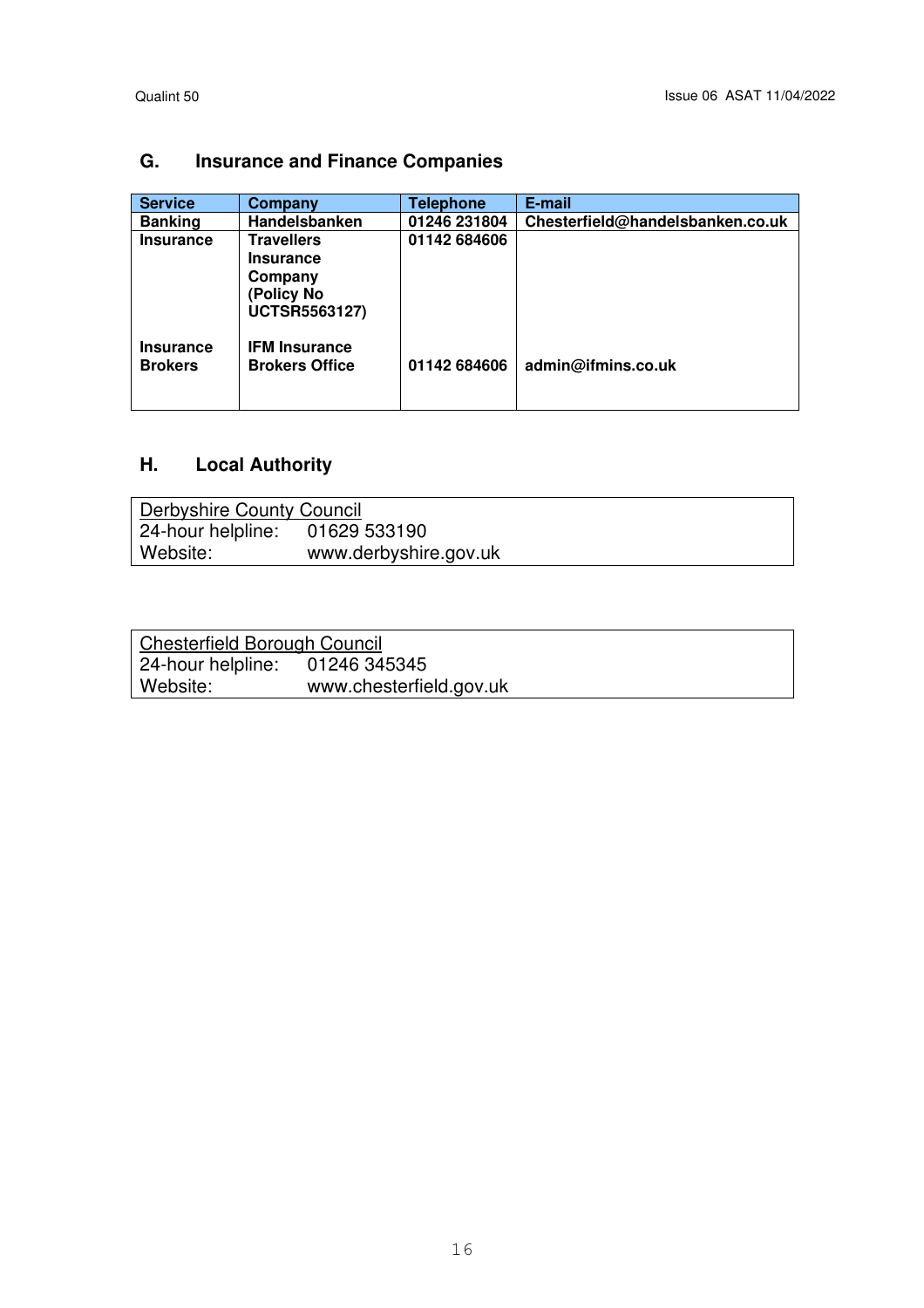## G. Insurance and Finance Companies

| Service | Company | Telephone | E-mail |
|---|---|---|---|
| **Banking** | **Handelsbanken** | **01246 231804** | **Chesterfield@handelsbanken.co.uk** |
| **Insurance** | **Travellers Insurance Company (Policy No UCTSR5563127)** | **01142 684606** | |
| **Insurance Brokers** | **IFM Insurance Brokers Office** | **01142 684606** | **admin@ifmins.co.uk** |

## H. Local Authority

Derbyshire County Council
24-hour helpline: 01629 533190
Website: www.derbyshire.gov.uk

Chesterfield Borough Council
24-hour helpline: 01246 345345
Website: www.chesterfield.gov.uk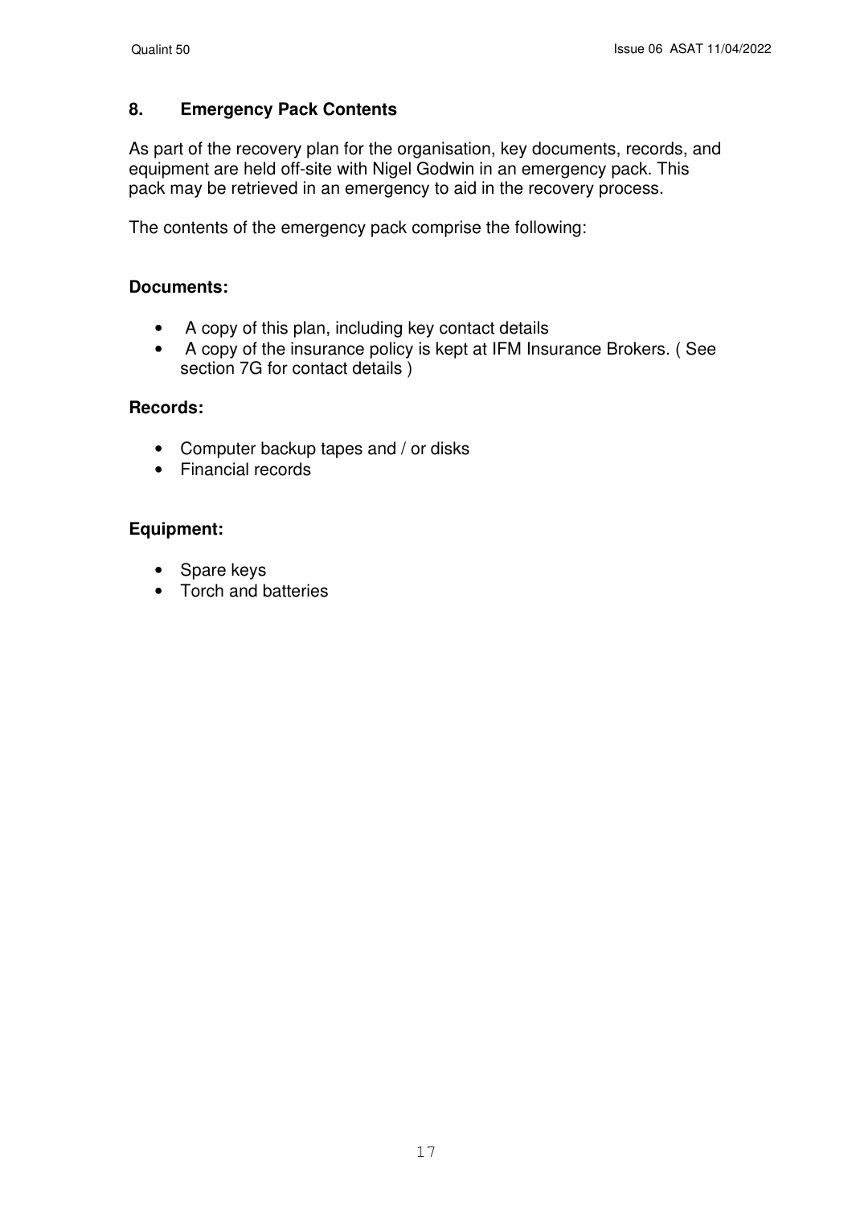## 8. Emergency Pack Contents

As part of the recovery plan for the organisation, key documents, records, and equipment are held off-site with Nigel Godwin in an emergency pack. This pack may be retrieved in an emergency to aid in the recovery process.

The contents of the emergency pack comprise the following:

### Documents:

- A copy of this plan, including key contact details
- A copy of the insurance policy is kept at IFM Insurance Brokers. ( See section 7G for contact details )

### Records:

- Computer backup tapes and / or disks
- Financial records

### Equipment:

- Spare keys
- Torch and batteries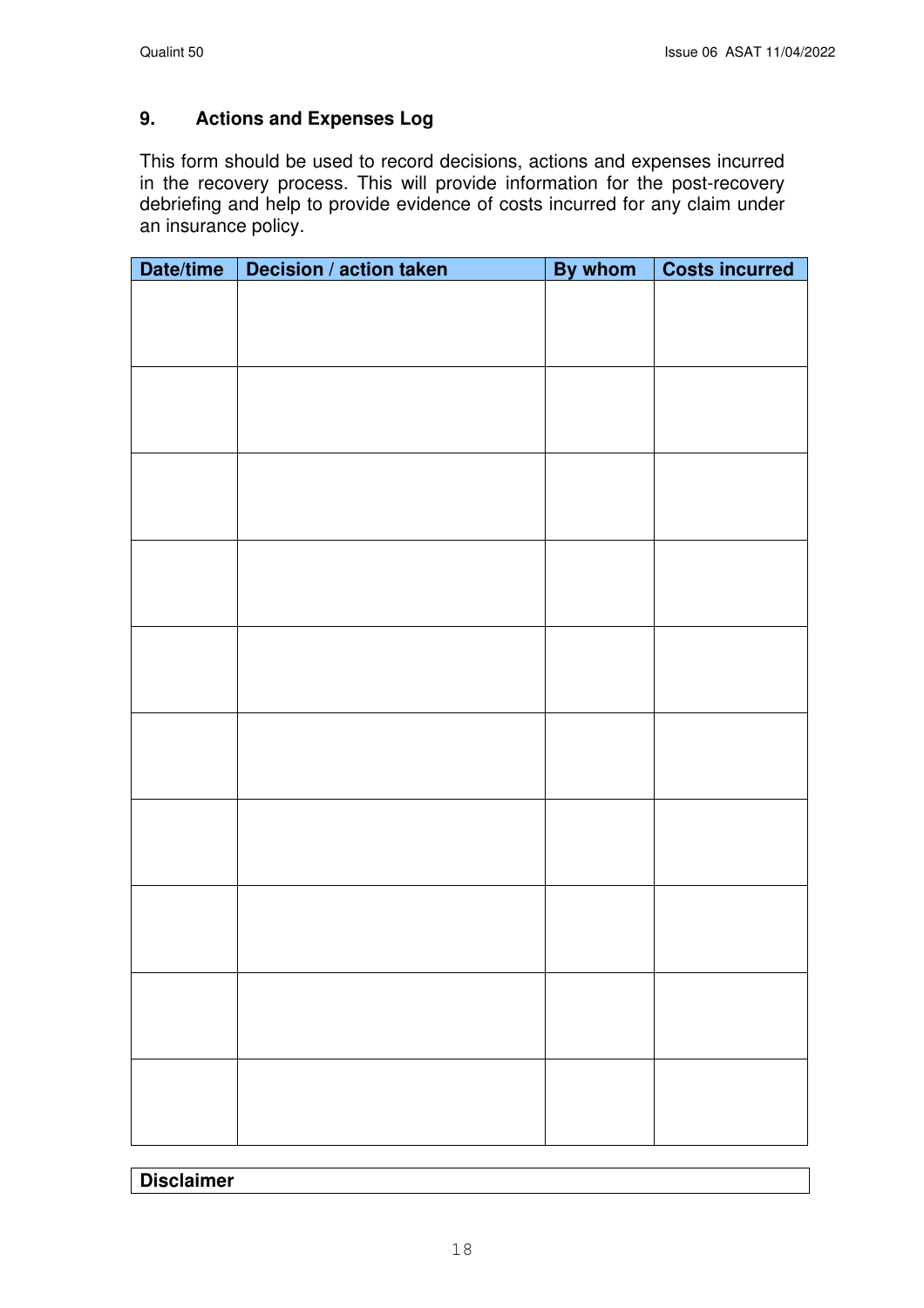## 9. Actions and Expenses Log

This form should be used to record decisions, actions and expenses incurred in the recovery process. This will provide information for the post-recovery debriefing and help to provide evidence of costs incurred for any claim under an insurance policy.

| Date/time | Decision / action taken | By whom | Costs incurred |
|---|---|---|---|
| | | | |
| | | | |
| | | | |
| | | | |
| | | | |
| | | | |
| | | | |
| | | | |
| | | | |
| | | | |

**Disclaimer**